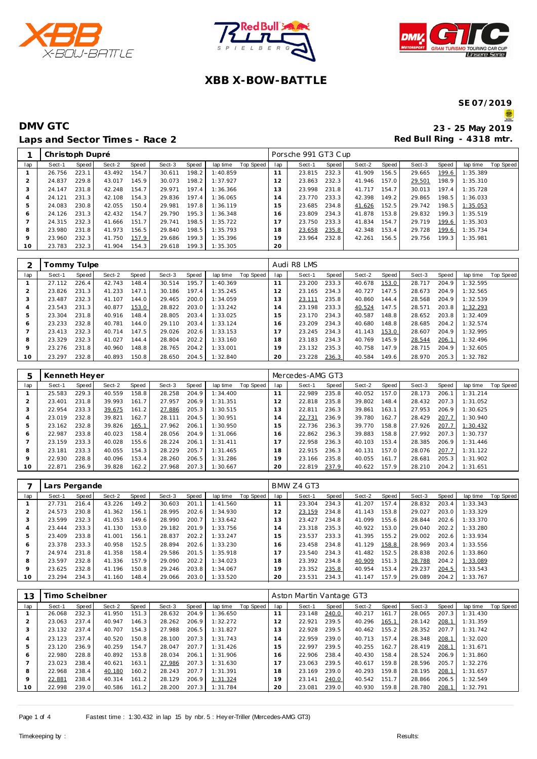# XBB X-BOW-BATTLE

**SE 07/2019**

## DMV GTC

**23 - 25 May 2019**

## Laps and Sector Times - Race 2

**Red Bull Ring - 4318 mtr.**

| 1 | Christoph Dupré | | | | | | | | | Porsche 991 GT3 Cup | | | | | | | | |
|---|---|---|---|---|---|---|---|---|---|---|---|---|---|---|---|---|---|---|
| lap | Sect-1 | Speed | Sect-2 | Speed | Sect-3 | Speed | lap time | Top Speed | lap | Sect-1 | Speed | Sect-2 | Speed | Sect-3 | Speed | lap time | Top Speed |
| 1 | 26.756 | 223.1 | 43.492 | 154.7 | 30.611 | 198.2 | 1:40.859 | | 11 | 23.815 | 232.3 | 41.909 | 156.5 | 29.665 | 199.6 | 1:35.389 | |
| 2 | 24.837 | 229.8 | 43.017 | 145.9 | 30.073 | 198.2 | 1:37.927 | | 12 | 23.863 | 232.3 | 41.946 | 157.0 | 29.501 | 198.9 | 1:35.310 | |
| 3 | 24.147 | 231.8 | 42.248 | 154.7 | 29.971 | 197.4 | 1:36.366 | | 13 | 23.998 | 231.8 | 41.717 | 154.7 | 30.013 | 197.4 | 1:35.728 | |
| 4 | 24.121 | 231.3 | 42.108 | 154.3 | 29.836 | 197.4 | 1:36.065 | | 14 | 23.770 | 233.3 | 42.398 | 149.2 | 29.865 | 198.5 | 1:36.033 | |
| 5 | 24.083 | 230.8 | 42.055 | 150.4 | 29.981 | 197.8 | 1:36.119 | | 15 | 23.685 | 234.8 | 41.626 | 152.5 | 29.742 | 198.5 | 1:35.053 | |
| 6 | 24.126 | 231.3 | 42.432 | 154.7 | 29.790 | 195.3 | 1:36.348 | | 16 | 23.809 | 234.3 | 41.878 | 153.8 | 29.832 | 199.3 | 1:35.519 | |
| 7 | 24.315 | 232.3 | 41.666 | 151.7 | 29.741 | 198.5 | 1:35.722 | | 17 | 23.750 | 233.3 | 41.834 | 154.7 | 29.719 | 199.6 | 1:35.303 | |
| 8 | 23.980 | 231.8 | 41.973 | 156.5 | 29.840 | 198.5 | 1:35.793 | | 18 | 23.658 | 235.8 | 42.348 | 153.4 | 29.728 | 199.6 | 1:35.734 | |
| 9 | 23.960 | 232.3 | 41.750 | 157.9 | 29.686 | 199.3 | 1:35.396 | | 19 | 23.964 | 232.8 | 42.261 | 156.5 | 29.756 | 199.3 | 1:35.981 | |
| 10 | 23.783 | 232.3 | 41.904 | 154.3 | 29.618 | 199.3 | 1:35.305 | | 20 | | | | | | | | |

| 2 | Tommy Tulpe | | | | | | | | | Audi R8 LMS | | | | | | | | |
|---|---|---|---|---|---|---|---|---|---|---|---|---|---|---|---|---|---|---|
| lap | Sect-1 | Speed | Sect-2 | Speed | Sect-3 | Speed | lap time | Top Speed | lap | Sect-1 | Speed | Sect-2 | Speed | Sect-3 | Speed | lap time | Top Speed |
| 1 | 27.112 | 226.4 | 42.743 | 148.4 | 30.514 | 195.7 | 1:40.369 | | 11 | 23.200 | 233.3 | 40.678 | 153.0 | 28.717 | 204.9 | 1:32.595 | |
| 2 | 23.826 | 231.3 | 41.233 | 147.1 | 30.186 | 197.4 | 1:35.245 | | 12 | 23.165 | 234.3 | 40.727 | 147.5 | 28.673 | 204.9 | 1:32.565 | |
| 3 | 23.487 | 232.3 | 41.107 | 144.0 | 29.465 | 200.0 | 1:34.059 | | 13 | 23.111 | 235.8 | 40.860 | 144.4 | 28.568 | 204.9 | 1:32.539 | |
| 4 | 23.543 | 231.3 | 40.877 | 153.0 | 28.822 | 203.0 | 1:33.242 | | 14 | 23.198 | 233.3 | 40.524 | 147.5 | 28.571 | 203.8 | 1:32.293 | |
| 5 | 23.304 | 231.8 | 40.916 | 148.4 | 28.805 | 203.4 | 1:33.025 | | 15 | 23.170 | 234.3 | 40.587 | 148.8 | 28.652 | 203.8 | 1:32.409 | |
| 6 | 23.233 | 232.8 | 40.781 | 144.0 | 29.110 | 203.4 | 1:33.124 | | 16 | 23.209 | 234.3 | 40.680 | 148.8 | 28.685 | 204.2 | 1:32.574 | |
| 7 | 23.413 | 232.3 | 40.714 | 147.5 | 29.026 | 202.6 | 1:33.153 | | 17 | 23.245 | 234.3 | 41.143 | 153.0 | 28.607 | 204.9 | 1:32.995 | |
| 8 | 23.329 | 232.3 | 41.027 | 144.4 | 28.804 | 202.2 | 1:33.160 | | 18 | 23.183 | 234.3 | 40.769 | 145.9 | 28.544 | 206.1 | 1:32.496 | |
| 9 | 23.276 | 231.8 | 40.960 | 148.8 | 28.765 | 204.2 | 1:33.001 | | 19 | 23.132 | 235.3 | 40.758 | 147.9 | 28.715 | 204.9 | 1:32.605 | |
| 10 | 23.297 | 232.8 | 40.893 | 150.8 | 28.650 | 204.5 | 1:32.840 | | 20 | 23.228 | 236.3 | 40.584 | 149.6 | 28.970 | 205.3 | 1:32.782 | |

| 5 | Kenneth Heyer | | | | | | | | | Mercedes-AMG GT3 | | | | | | | | |
|---|---|---|---|---|---|---|---|---|---|---|---|---|---|---|---|---|---|---|
| lap | Sect-1 | Speed | Sect-2 | Speed | Sect-3 | Speed | lap time | Top Speed | lap | Sect-1 | Speed | Sect-2 | Speed | Sect-3 | Speed | lap time | Top Speed |
| 1 | 25.583 | 229.3 | 40.559 | 158.8 | 28.258 | 204.9 | 1:34.400 | | 11 | 22.989 | 235.8 | 40.052 | 157.0 | 28.173 | 206.1 | 1:31.214 | |
| 2 | 23.401 | 231.8 | 39.993 | 161.7 | 27.957 | 206.9 | 1:31.351 | | 12 | 22.818 | 235.8 | 39.802 | 148.4 | 28.432 | 207.3 | 1:31.052 | |
| 3 | 22.954 | 233.3 | 39.675 | 161.2 | 27.886 | 205.3 | 1:30.515 | | 13 | 22.811 | 236.3 | 39.861 | 163.1 | 27.953 | 206.9 | 1:30.625 | |
| 4 | 23.019 | 232.8 | 39.821 | 162.7 | 28.111 | 204.5 | 1:30.951 | | 14 | 22.731 | 236.9 | 39.780 | 162.7 | 28.429 | 207.7 | 1:30.940 | |
| 5 | 23.162 | 232.8 | 39.826 | 165.1 | 27.962 | 206.1 | 1:30.950 | | 15 | 22.736 | 236.3 | 39.770 | 158.8 | 27.926 | 207.7 | 1:30.432 | |
| 6 | 22.987 | 233.8 | 40.023 | 158.4 | 28.056 | 204.9 | 1:31.066 | | 16 | 22.862 | 236.3 | 39.883 | 158.8 | 27.992 | 207.3 | 1:30.737 | |
| 7 | 23.159 | 233.3 | 40.028 | 155.6 | 28.224 | 206.1 | 1:31.411 | | 17 | 22.958 | 236.3 | 40.103 | 153.4 | 28.385 | 206.9 | 1:31.446 | |
| 8 | 23.181 | 233.3 | 40.055 | 154.3 | 28.229 | 205.7 | 1:31.465 | | 18 | 22.915 | 236.3 | 40.131 | 157.0 | 28.076 | 207.7 | 1:31.122 | |
| 9 | 22.930 | 228.8 | 40.096 | 153.4 | 28.260 | 206.5 | 1:31.286 | | 19 | 23.166 | 235.8 | 40.055 | 161.7 | 28.681 | 205.3 | 1:31.902 | |
| 10 | 22.871 | 236.9 | 39.828 | 162.2 | 27.968 | 207.3 | 1:30.667 | | 20 | 22.819 | 237.9 | 40.622 | 157.9 | 28.210 | 204.2 | 1:31.651 | |

| 7 | Lars Pergande | | | | | | | | | BMW Z4 GT3 | | | | | | | | |
|---|---|---|---|---|---|---|---|---|---|---|---|---|---|---|---|---|---|---|
| lap | Sect-1 | Speed | Sect-2 | Speed | Sect-3 | Speed | lap time | Top Speed | lap | Sect-1 | Speed | Sect-2 | Speed | Sect-3 | Speed | lap time | Top Speed |
| 1 | 27.731 | 216.4 | 43.226 | 149.2 | 30.603 | 201.1 | 1:41.560 | | 11 | 23.304 | 234.3 | 41.207 | 157.4 | 28.832 | 203.4 | 1:33.343 | |
| 2 | 24.573 | 230.8 | 41.362 | 156.1 | 28.995 | 202.6 | 1:34.930 | | 12 | 23.159 | 234.8 | 41.143 | 153.8 | 29.027 | 203.0 | 1:33.329 | |
| 3 | 23.599 | 232.3 | 41.053 | 149.6 | 28.990 | 200.7 | 1:33.642 | | 13 | 23.427 | 234.8 | 41.099 | 155.6 | 28.844 | 202.6 | 1:33.370 | |
| 4 | 23.444 | 233.3 | 41.130 | 153.0 | 29.182 | 201.9 | 1:33.756 | | 14 | 23.318 | 235.3 | 40.922 | 153.0 | 29.040 | 202.2 | 1:33.280 | |
| 5 | 23.409 | 233.8 | 41.001 | 156.1 | 28.837 | 202.2 | 1:33.247 | | 15 | 23.537 | 233.3 | 41.395 | 155.2 | 29.002 | 202.6 | 1:33.934 | |
| 6 | 23.378 | 233.3 | 40.958 | 152.5 | 28.894 | 202.6 | 1:33.230 | | 16 | 23.458 | 234.8 | 41.129 | 158.8 | 28.969 | 203.4 | 1:33.556 | |
| 7 | 24.974 | 231.8 | 41.358 | 158.4 | 29.586 | 201.5 | 1:35.918 | | 17 | 23.540 | 234.3 | 41.482 | 152.5 | 28.838 | 202.6 | 1:33.860 | |
| 8 | 23.597 | 232.8 | 41.336 | 157.9 | 29.090 | 202.2 | 1:34.023 | | 18 | 23.392 | 234.8 | 40.909 | 151.3 | 28.788 | 204.2 | 1:33.089 | |
| 9 | 23.625 | 232.8 | 41.196 | 150.8 | 29.246 | 203.8 | 1:34.067 | | 19 | 23.352 | 235.8 | 40.954 | 153.4 | 29.237 | 204.5 | 1:33.543 | |
| 10 | 23.294 | 234.3 | 41.160 | 148.4 | 29.066 | 203.0 | 1:33.520 | | 20 | 23.531 | 234.3 | 41.147 | 157.9 | 29.089 | 204.2 | 1:33.767 | |

| 13 | Timo Scheibner | | | | | | | | | Aston Martin Vantage GT3 | | | | | | | | |
|---|---|---|---|---|---|---|---|---|---|---|---|---|---|---|---|---|---|---|
| lap | Sect-1 | Speed | Sect-2 | Speed | Sect-3 | Speed | lap time | Top Speed | lap | Sect-1 | Speed | Sect-2 | Speed | Sect-3 | Speed | lap time | Top Speed |
| 1 | 26.068 | 232.3 | 41.950 | 151.3 | 28.632 | 204.9 | 1:36.650 | | 11 | 23.148 | 240.0 | 40.217 | 161.7 | 28.065 | 207.3 | 1:31.430 | |
| 2 | 23.063 | 237.4 | 40.947 | 146.3 | 28.262 | 206.9 | 1:32.272 | | 12 | 22.921 | 239.5 | 40.296 | 165.1 | 28.142 | 208.1 | 1:31.359 | |
| 3 | 23.132 | 237.4 | 40.707 | 154.3 | 27.988 | 206.5 | 1:31.827 | | 13 | 22.928 | 239.5 | 40.462 | 155.2 | 28.352 | 207.7 | 1:31.742 | |
| 4 | 23.123 | 237.4 | 40.520 | 150.8 | 28.100 | 207.3 | 1:31.743 | | 14 | 22.959 | 239.0 | 40.713 | 157.4 | 28.348 | 208.1 | 1:32.020 | |
| 5 | 23.120 | 236.9 | 40.259 | 154.7 | 28.047 | 207.7 | 1:31.426 | | 15 | 22.997 | 239.5 | 40.255 | 162.7 | 28.419 | 208.1 | 1:31.671 | |
| 6 | 22.980 | 228.8 | 40.892 | 153.8 | 28.034 | 206.1 | 1:31.906 | | 16 | 22.906 | 238.4 | 40.430 | 158.4 | 28.524 | 206.9 | 1:31.860 | |
| 7 | 23.023 | 238.4 | 40.621 | 163.1 | 27.986 | 207.3 | 1:31.630 | | 17 | 23.063 | 239.5 | 40.617 | 159.8 | 28.596 | 205.7 | 1:32.276 | |
| 8 | 22.968 | 238.4 | 40.180 | 160.2 | 28.243 | 207.7 | 1:31.391 | | 18 | 23.169 | 239.0 | 40.293 | 159.8 | 28.195 | 208.1 | 1:31.657 | |
| 9 | 22.881 | 238.4 | 40.314 | 161.2 | 28.129 | 206.9 | 1:31.324 | | 19 | 23.141 | 240.0 | 40.542 | 151.7 | 28.866 | 206.5 | 1:32.549 | |
| 10 | 22.998 | 239.0 | 40.586 | 161.2 | 28.200 | 207.3 | 1:31.784 | | 20 | 23.081 | 239.0 | 40.930 | 159.8 | 28.780 | 208.1 | 1:32.791 | |

Fastest time : 1:30.432 in lap 15 by nbr. 5 : Heyer-Triller (Mercedes-AMG GT3)

Timekeeping by :

Results: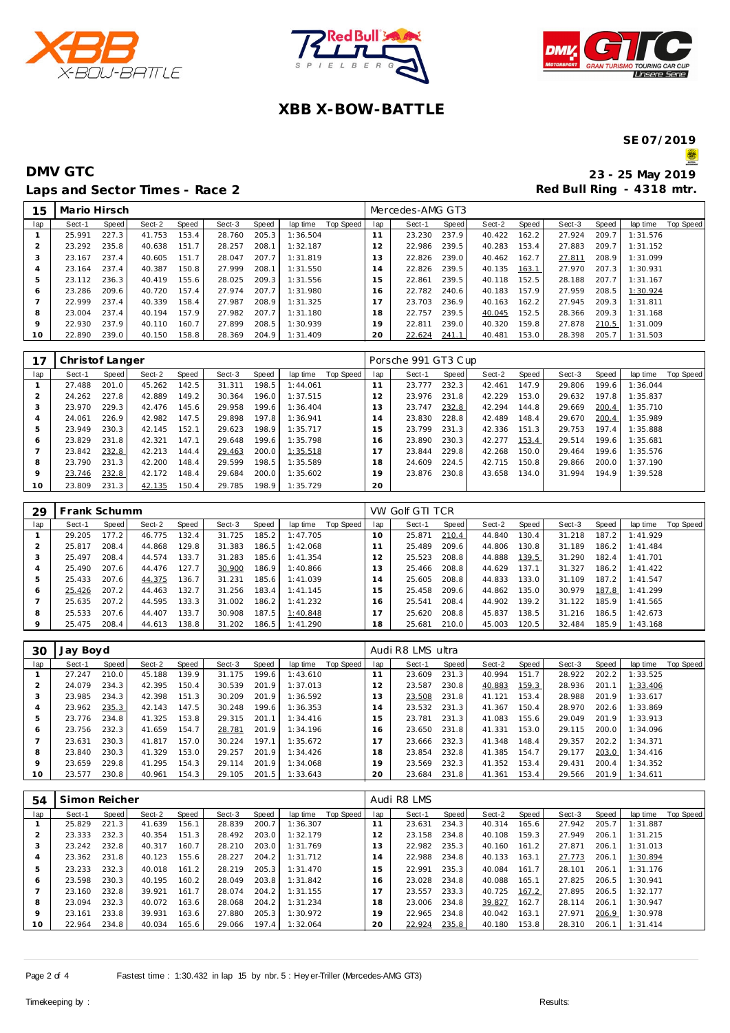# XBB X-BOW-BATTLE

**SE 07/2019**

## DMV GTC

**23 - 25 May 2019**

### Laps and Sector Times - Race 2

**Red Bull Ring - 4318 mtr.**

| 15 | Mario Hirsch | | | | | | | | | | Mercedes-AMG GT3 | | | | | | | | |
|---|---|---|---|---|---|---|---|---|---|---|---|---|---|---|---|---|---|---|---|
| lap | Sect-1 | Speed | Sect-2 | Speed | Sect-3 | Speed | lap time | Top Speed | lap | Sect-1 | Speed | Sect-2 | Speed | Sect-3 | Speed | lap time | Top Speed |
| 1 | 25.991 | 227.3 | 41.753 | 153.4 | 28.760 | 205.3 | 1:36.504 | | 11 | 23.230 | 237.9 | 40.422 | 162.2 | 27.924 | 209.7 | 1:31.576 | |
| 2 | 23.292 | 235.8 | 40.638 | 151.7 | 28.257 | 208.1 | 1:32.187 | | 12 | 22.986 | 239.5 | 40.283 | 153.4 | 27.883 | 209.7 | 1:31.152 | |
| 3 | 23.167 | 237.4 | 40.605 | 151.7 | 28.047 | 207.7 | 1:31.819 | | 13 | 22.826 | 239.0 | 40.462 | 162.7 | 27.811 | 208.9 | 1:31.099 | |
| 4 | 23.164 | 237.4 | 40.387 | 150.8 | 27.999 | 208.1 | 1:31.550 | | 14 | 22.826 | 239.5 | 40.135 | 163.1 | 27.970 | 207.3 | 1:30.931 | |
| 5 | 23.112 | 236.3 | 40.419 | 155.6 | 28.025 | 209.3 | 1:31.556 | | 15 | 22.861 | 239.5 | 40.118 | 152.5 | 28.188 | 207.7 | 1:31.167 | |
| 6 | 23.286 | 209.6 | 40.720 | 157.4 | 27.974 | 207.7 | 1:31.980 | | 16 | 22.782 | 240.6 | 40.183 | 157.9 | 27.959 | 208.5 | 1:30.924 | |
| 7 | 22.999 | 237.4 | 40.339 | 158.4 | 27.987 | 208.9 | 1:31.325 | | 17 | 23.703 | 236.9 | 40.163 | 162.2 | 27.945 | 209.3 | 1:31.811 | |
| 8 | 23.004 | 237.4 | 40.194 | 157.9 | 27.982 | 207.7 | 1:31.180 | | 18 | 22.757 | 239.5 | 40.045 | 152.5 | 28.366 | 209.3 | 1:31.168 | |
| 9 | 22.930 | 237.9 | 40.110 | 160.7 | 27.899 | 208.5 | 1:30.939 | | 19 | 22.811 | 239.0 | 40.320 | 159.8 | 27.878 | 210.5 | 1:31.009 | |
| 10 | 22.890 | 239.0 | 40.150 | 158.8 | 28.369 | 204.9 | 1:31.409 | | 20 | 22.624 | 241.1 | 40.481 | 153.0 | 28.398 | 205.7 | 1:31.503 | |

| 17 | Christof Langer | | | | | | | | | | Porsche 991 GT3 Cup | | | | | | | | |
|---|---|---|---|---|---|---|---|---|---|---|---|---|---|---|---|---|---|---|---|
| lap | Sect-1 | Speed | Sect-2 | Speed | Sect-3 | Speed | lap time | Top Speed | lap | Sect-1 | Speed | Sect-2 | Speed | Sect-3 | Speed | lap time | Top Speed |
| 1 | 27.488 | 201.0 | 45.262 | 142.5 | 31.311 | 198.5 | 1:44.061 | | 11 | 23.777 | 232.3 | 42.461 | 147.9 | 29.806 | 199.6 | 1:36.044 | |
| 2 | 24.262 | 227.8 | 42.889 | 149.2 | 30.364 | 196.0 | 1:37.515 | | 12 | 23.976 | 231.8 | 42.229 | 153.0 | 29.632 | 197.8 | 1:35.837 | |
| 3 | 23.970 | 229.3 | 42.476 | 145.6 | 29.958 | 199.6 | 1:36.404 | | 13 | 23.747 | 232.8 | 42.294 | 144.8 | 29.669 | 200.4 | 1:35.710 | |
| 4 | 24.061 | 226.9 | 42.982 | 147.5 | 29.898 | 197.8 | 1:36.941 | | 14 | 23.830 | 228.8 | 42.489 | 148.4 | 29.670 | 200.4 | 1:35.989 | |
| 5 | 23.949 | 230.3 | 42.145 | 152.1 | 29.623 | 198.9 | 1:35.717 | | 15 | 23.799 | 231.3 | 42.336 | 151.3 | 29.753 | 197.4 | 1:35.888 | |
| 6 | 23.829 | 231.8 | 42.321 | 147.1 | 29.648 | 199.6 | 1:35.798 | | 16 | 23.890 | 230.3 | 42.277 | 153.4 | 29.514 | 199.6 | 1:35.681 | |
| 7 | 23.842 | 232.8 | 42.213 | 144.4 | 29.463 | 200.0 | 1:35.518 | | 17 | 23.844 | 229.8 | 42.268 | 150.0 | 29.464 | 199.6 | 1:35.576 | |
| 8 | 23.790 | 231.3 | 42.200 | 148.4 | 29.599 | 198.5 | 1:35.589 | | 18 | 24.609 | 224.5 | 42.715 | 150.8 | 29.866 | 200.0 | 1:37.190 | |
| 9 | 23.746 | 232.8 | 42.172 | 148.4 | 29.684 | 200.0 | 1:35.602 | | 19 | 23.876 | 230.8 | 43.658 | 134.0 | 31.994 | 194.9 | 1:39.528 | |
| 10 | 23.809 | 231.3 | 42.135 | 150.4 | 29.785 | 198.9 | 1:35.729 | | 20 | | | | | | | | |

| 29 | Frank Schumm | | | | | | | | | | VW Golf GTI TCR | | | | | | | | |
|---|---|---|---|---|---|---|---|---|---|---|---|---|---|---|---|---|---|---|---|
| lap | Sect-1 | Speed | Sect-2 | Speed | Sect-3 | Speed | lap time | Top Speed | lap | Sect-1 | Speed | Sect-2 | Speed | Sect-3 | Speed | lap time | Top Speed |
| 1 | 29.205 | 177.2 | 46.775 | 132.4 | 31.725 | 185.2 | 1:47.705 | | 10 | 25.871 | 210.4 | 44.840 | 130.4 | 31.218 | 187.2 | 1:41.929 | |
| 2 | 25.817 | 208.4 | 44.868 | 129.8 | 31.383 | 186.5 | 1:42.068 | | 11 | 25.489 | 209.6 | 44.806 | 130.8 | 31.189 | 186.2 | 1:41.484 | |
| 3 | 25.497 | 208.4 | 44.574 | 133.7 | 31.283 | 185.6 | 1:41.354 | | 12 | 25.523 | 208.8 | 44.888 | 139.5 | 31.290 | 182.4 | 1:41.701 | |
| 4 | 25.490 | 207.6 | 44.476 | 127.7 | 30.900 | 186.9 | 1:40.866 | | 13 | 25.466 | 208.8 | 44.629 | 137.1 | 31.327 | 186.2 | 1:41.422 | |
| 5 | 25.433 | 207.6 | 44.375 | 136.7 | 31.231 | 185.6 | 1:41.039 | | 14 | 25.605 | 208.8 | 44.833 | 133.0 | 31.109 | 187.2 | 1:41.547 | |
| 6 | 25.426 | 207.2 | 44.463 | 132.7 | 31.256 | 183.4 | 1:41.145 | | 15 | 25.458 | 209.6 | 44.862 | 135.0 | 30.979 | 187.8 | 1:41.299 | |
| 7 | 25.635 | 207.2 | 44.595 | 133.3 | 31.002 | 186.2 | 1:41.232 | | 16 | 25.541 | 208.4 | 44.902 | 139.2 | 31.122 | 185.9 | 1:41.565 | |
| 8 | 25.533 | 207.6 | 44.407 | 133.7 | 30.908 | 187.5 | 1:40.848 | | 17 | 25.620 | 208.8 | 45.837 | 138.5 | 31.216 | 186.5 | 1:42.673 | |
| 9 | 25.475 | 208.4 | 44.613 | 138.8 | 31.202 | 186.5 | 1:41.290 | | 18 | 25.681 | 210.0 | 45.003 | 120.5 | 32.484 | 185.9 | 1:43.168 | |

| 30 | Jay Boyd | | | | | | | | | | Audi R8 LMS ultra | | | | | | | | |
|---|---|---|---|---|---|---|---|---|---|---|---|---|---|---|---|---|---|---|---|
| lap | Sect-1 | Speed | Sect-2 | Speed | Sect-3 | Speed | lap time | Top Speed | lap | Sect-1 | Speed | Sect-2 | Speed | Sect-3 | Speed | lap time | Top Speed |
| 1 | 27.247 | 210.0 | 45.188 | 139.9 | 31.175 | 199.6 | 1:43.610 | | 11 | 23.609 | 231.3 | 40.994 | 151.7 | 28.922 | 202.2 | 1:33.525 | |
| 2 | 24.079 | 234.3 | 42.395 | 150.4 | 30.539 | 201.9 | 1:37.013 | | 12 | 23.587 | 230.8 | 40.883 | 159.3 | 28.936 | 201.1 | 1:33.406 | |
| 3 | 23.985 | 234.3 | 42.398 | 151.3 | 30.209 | 201.9 | 1:36.592 | | 13 | 23.508 | 231.8 | 41.121 | 153.4 | 28.988 | 201.9 | 1:33.617 | |
| 4 | 23.962 | 235.3 | 42.143 | 147.5 | 30.248 | 199.6 | 1:36.353 | | 14 | 23.532 | 231.3 | 41.367 | 150.4 | 28.970 | 202.6 | 1:33.869 | |
| 5 | 23.776 | 234.8 | 41.325 | 153.8 | 29.315 | 201.1 | 1:34.416 | | 15 | 23.781 | 231.3 | 41.083 | 155.6 | 29.049 | 201.9 | 1:33.913 | |
| 6 | 23.756 | 232.3 | 41.659 | 154.7 | 28.781 | 201.9 | 1:34.196 | | 16 | 23.650 | 231.8 | 41.331 | 153.0 | 29.115 | 200.0 | 1:34.096 | |
| 7 | 23.631 | 230.3 | 41.817 | 157.0 | 30.224 | 197.1 | 1:35.672 | | 17 | 23.666 | 232.3 | 41.348 | 148.4 | 29.357 | 202.2 | 1:34.371 | |
| 8 | 23.840 | 230.3 | 41.329 | 153.0 | 29.257 | 201.9 | 1:34.426 | | 18 | 23.854 | 232.8 | 41.385 | 154.7 | 29.177 | 203.0 | 1:34.416 | |
| 9 | 23.659 | 229.8 | 41.295 | 154.3 | 29.114 | 201.9 | 1:34.068 | | 19 | 23.569 | 232.3 | 41.352 | 153.4 | 29.431 | 200.4 | 1:34.352 | |
| 10 | 23.577 | 230.8 | 40.961 | 154.3 | 29.105 | 201.5 | 1:33.643 | | 20 | 23.684 | 231.8 | 41.361 | 153.4 | 29.566 | 201.9 | 1:34.611 | |

| 54 | Simon Reicher | | | | | | | | | | Audi R8 LMS | | | | | | | | |
|---|---|---|---|---|---|---|---|---|---|---|---|---|---|---|---|---|---|---|---|
| lap | Sect-1 | Speed | Sect-2 | Speed | Sect-3 | Speed | lap time | Top Speed | lap | Sect-1 | Speed | Sect-2 | Speed | Sect-3 | Speed | lap time | Top Speed |
| 1 | 25.829 | 221.3 | 41.639 | 156.1 | 28.839 | 200.7 | 1:36.307 | | 11 | 23.631 | 234.3 | 40.314 | 165.6 | 27.942 | 205.7 | 1:31.887 | |
| 2 | 23.333 | 232.3 | 40.354 | 151.3 | 28.492 | 203.0 | 1:32.179 | | 12 | 23.158 | 234.8 | 40.108 | 159.3 | 27.949 | 206.1 | 1:31.215 | |
| 3 | 23.242 | 232.8 | 40.317 | 160.7 | 28.210 | 203.0 | 1:31.769 | | 13 | 22.982 | 235.3 | 40.160 | 161.2 | 27.871 | 206.1 | 1:31.013 | |
| 4 | 23.362 | 231.8 | 40.123 | 155.6 | 28.227 | 204.2 | 1:31.712 | | 14 | 22.988 | 234.8 | 40.133 | 163.1 | 27.773 | 206.1 | 1:30.894 | |
| 5 | 23.233 | 232.3 | 40.018 | 161.2 | 28.219 | 205.3 | 1:31.470 | | 15 | 22.991 | 235.3 | 40.084 | 161.7 | 28.101 | 206.1 | 1:31.176 | |
| 6 | 23.598 | 230.3 | 40.195 | 160.2 | 28.049 | 203.8 | 1:31.842 | | 16 | 23.028 | 234.8 | 40.088 | 165.1 | 27.825 | 206.5 | 1:30.941 | |
| 7 | 23.160 | 232.8 | 39.921 | 161.7 | 28.074 | 204.2 | 1:31.155 | | 17 | 23.557 | 233.3 | 40.725 | 167.2 | 27.895 | 206.5 | 1:32.177 | |
| 8 | 23.094 | 232.3 | 40.072 | 163.6 | 28.068 | 204.2 | 1:31.234 | | 18 | 23.006 | 234.8 | 39.827 | 162.7 | 28.114 | 206.1 | 1:30.947 | |
| 9 | 23.161 | 233.8 | 39.931 | 163.6 | 27.880 | 205.3 | 1:30.972 | | 19 | 22.965 | 234.8 | 40.042 | 163.1 | 27.971 | 206.9 | 1:30.978 | |
| 10 | 22.964 | 234.8 | 40.034 | 165.6 | 29.066 | 197.4 | 1:32.064 | | 20 | 22.924 | 235.8 | 40.180 | 153.8 | 28.310 | 206.1 | 1:31.414 | |

Fastest time : 1:30.432 in lap 15 by nbr. 5 : Heyer-Triller (Mercedes-AMG GT3)

Timekeeping by :

Results: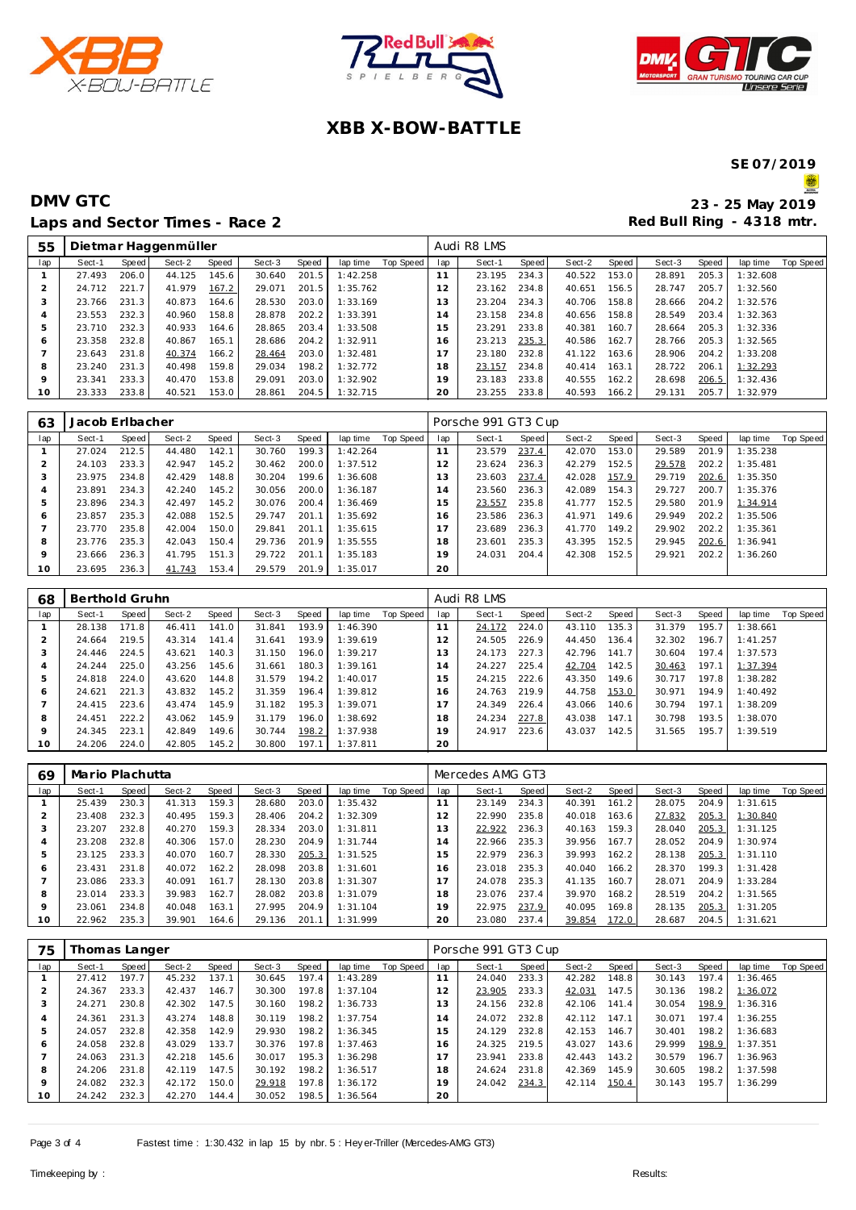# XBB X-BOW-BATTLE

**SE 07/2019**

## DMV GTC

**23 - 25 May 2019**

### Laps and Sector Times - Race 2

**Red Bull Ring - 4318 mtr.**

| 55 | Dietmar Haggenmüller | | | | | | | | Audi R8 LMS | | | | | | | | |
|---|---|---|---|---|---|---|---|---|---|---|---|---|---|---|---|---|---|
| lap | Sect-1 | Speed | Sect-2 | Speed | Sect-3 | Speed | lap time | Top Speed | lap | Sect-1 | Speed | Sect-2 | Speed | Sect-3 | Speed | lap time | Top Speed |
| 1 | 27.493 | 206.0 | 44.125 | 145.6 | 30.640 | 201.5 | 1:42.258 | | 11 | 23.195 | 234.3 | 40.522 | 153.0 | 28.891 | 205.3 | 1:32.608 | |
| 2 | 24.712 | 221.7 | 41.979 | 167.2 | 29.071 | 201.5 | 1:35.762 | | 12 | 23.162 | 234.8 | 40.651 | 156.5 | 28.747 | 205.7 | 1:32.560 | |
| 3 | 23.766 | 231.3 | 40.873 | 164.6 | 28.530 | 203.0 | 1:33.169 | | 13 | 23.204 | 234.3 | 40.706 | 158.8 | 28.666 | 204.2 | 1:32.576 | |
| 4 | 23.553 | 232.3 | 40.960 | 158.8 | 28.878 | 202.2 | 1:33.391 | | 14 | 23.158 | 234.8 | 40.656 | 158.8 | 28.549 | 203.4 | 1:32.363 | |
| 5 | 23.710 | 232.3 | 40.933 | 164.6 | 28.865 | 203.4 | 1:33.508 | | 15 | 23.291 | 233.8 | 40.381 | 160.7 | 28.664 | 205.3 | 1:32.336 | |
| 6 | 23.358 | 232.8 | 40.867 | 165.1 | 28.686 | 204.2 | 1:32.911 | | 16 | 23.213 | 235.3 | 40.586 | 162.7 | 28.766 | 205.3 | 1:32.565 | |
| 7 | 23.643 | 231.8 | 40.374 | 166.2 | 28.464 | 203.0 | 1:32.481 | | 17 | 23.180 | 232.8 | 41.122 | 163.6 | 28.906 | 204.2 | 1:33.208 | |
| 8 | 23.240 | 231.3 | 40.498 | 159.8 | 29.034 | 198.2 | 1:32.772 | | 18 | 23.157 | 234.8 | 40.414 | 163.1 | 28.722 | 206.1 | 1:32.293 | |
| 9 | 23.341 | 233.3 | 40.470 | 153.8 | 29.091 | 203.0 | 1:32.902 | | 19 | 23.183 | 233.8 | 40.555 | 162.2 | 28.698 | 206.5 | 1:32.436 | |
| 10 | 23.333 | 233.8 | 40.521 | 153.0 | 28.861 | 204.5 | 1:32.715 | | 20 | 23.255 | 233.8 | 40.593 | 166.2 | 29.131 | 205.7 | 1:32.979 | |

| 63 | Jacob Erlbacher | | | | | | | | Porsche 991 GT3 Cup | | | | | | | | |
|---|---|---|---|---|---|---|---|---|---|---|---|---|---|---|---|---|---|
| lap | Sect-1 | Speed | Sect-2 | Speed | Sect-3 | Speed | lap time | Top Speed | lap | Sect-1 | Speed | Sect-2 | Speed | Sect-3 | Speed | lap time | Top Speed |
| 1 | 27.024 | 212.5 | 44.480 | 142.1 | 30.760 | 199.3 | 1:42.264 | | 11 | 23.579 | 237.4 | 42.070 | 153.0 | 29.589 | 201.9 | 1:35.238 | |
| 2 | 24.103 | 233.3 | 42.947 | 145.2 | 30.462 | 200.0 | 1:37.512 | | 12 | 23.624 | 236.3 | 42.279 | 152.5 | 29.578 | 202.2 | 1:35.481 | |
| 3 | 23.975 | 234.8 | 42.429 | 148.8 | 30.204 | 199.6 | 1:36.608 | | 13 | 23.603 | 237.4 | 42.028 | 157.9 | 29.719 | 202.6 | 1:35.350 | |
| 4 | 23.891 | 234.3 | 42.240 | 145.2 | 30.056 | 200.0 | 1:36.187 | | 14 | 23.560 | 236.3 | 42.089 | 154.3 | 29.727 | 200.7 | 1:35.376 | |
| 5 | 23.896 | 234.3 | 42.497 | 145.2 | 30.076 | 200.4 | 1:36.469 | | 15 | 23.557 | 235.8 | 41.777 | 152.5 | 29.580 | 201.9 | 1:34.914 | |
| 6 | 23.857 | 235.3 | 42.088 | 152.5 | 29.747 | 201.1 | 1:35.692 | | 16 | 23.586 | 236.3 | 41.971 | 149.6 | 29.949 | 202.2 | 1:35.506 | |
| 7 | 23.770 | 235.8 | 42.004 | 150.0 | 29.841 | 201.1 | 1:35.615 | | 17 | 23.689 | 236.3 | 41.770 | 149.2 | 29.902 | 202.2 | 1:35.361 | |
| 8 | 23.776 | 235.3 | 42.043 | 150.4 | 29.736 | 201.9 | 1:35.555 | | 18 | 23.601 | 235.3 | 43.395 | 152.5 | 29.945 | 202.6 | 1:36.941 | |
| 9 | 23.666 | 236.3 | 41.795 | 151.3 | 29.722 | 201.1 | 1:35.183 | | 19 | 24.031 | 204.4 | 42.308 | 152.5 | 29.921 | 202.2 | 1:36.260 | |
| 10 | 23.695 | 236.3 | 41.743 | 153.4 | 29.579 | 201.9 | 1:35.017 | | 20 | | | | | | | | |

| 68 | Berthold Gruhn | | | | | | | | Audi R8 LMS | | | | | | | | |
|---|---|---|---|---|---|---|---|---|---|---|---|---|---|---|---|---|---|
| lap | Sect-1 | Speed | Sect-2 | Speed | Sect-3 | Speed | lap time | Top Speed | lap | Sect-1 | Speed | Sect-2 | Speed | Sect-3 | Speed | lap time | Top Speed |
| 1 | 28.138 | 171.8 | 46.411 | 141.0 | 31.841 | 193.9 | 1:46.390 | | 11 | 24.172 | 224.0 | 43.110 | 135.3 | 31.379 | 195.7 | 1:38.661 | |
| 2 | 24.664 | 219.5 | 43.314 | 141.4 | 31.641 | 193.9 | 1:39.619 | | 12 | 24.505 | 226.9 | 44.450 | 136.4 | 32.302 | 196.7 | 1:41.257 | |
| 3 | 24.446 | 224.5 | 43.621 | 140.3 | 31.150 | 196.0 | 1:39.217 | | 13 | 24.173 | 227.3 | 42.796 | 141.7 | 30.604 | 197.4 | 1:37.573 | |
| 4 | 24.244 | 225.0 | 43.256 | 145.6 | 31.661 | 180.3 | 1:39.161 | | 14 | 24.227 | 225.4 | 42.704 | 142.5 | 30.463 | 197.1 | 1:37.394 | |
| 5 | 24.818 | 224.0 | 43.620 | 144.8 | 31.579 | 194.2 | 1:40.017 | | 15 | 24.215 | 222.6 | 43.350 | 149.6 | 30.717 | 197.8 | 1:38.282 | |
| 6 | 24.621 | 221.3 | 43.832 | 145.2 | 31.359 | 196.4 | 1:39.812 | | 16 | 24.763 | 219.9 | 44.758 | 153.0 | 30.971 | 194.9 | 1:40.492 | |
| 7 | 24.415 | 223.6 | 43.474 | 145.9 | 31.182 | 195.3 | 1:39.071 | | 17 | 24.349 | 226.4 | 43.066 | 140.6 | 30.794 | 197.1 | 1:38.209 | |
| 8 | 24.451 | 222.2 | 43.062 | 145.9 | 31.179 | 196.0 | 1:38.692 | | 18 | 24.234 | 227.8 | 43.038 | 147.1 | 30.798 | 193.5 | 1:38.070 | |
| 9 | 24.345 | 223.1 | 42.849 | 149.6 | 30.744 | 198.2 | 1:37.938 | | 19 | 24.917 | 223.6 | 43.037 | 142.5 | 31.565 | 195.7 | 1:39.519 | |
| 10 | 24.206 | 224.0 | 42.805 | 145.2 | 30.800 | 197.1 | 1:37.811 | | 20 | | | | | | | | |

| 69 | Mario Plachutta | | | | | | | | Mercedes AMG GT3 | | | | | | | | |
|---|---|---|---|---|---|---|---|---|---|---|---|---|---|---|---|---|---|
| lap | Sect-1 | Speed | Sect-2 | Speed | Sect-3 | Speed | lap time | Top Speed | lap | Sect-1 | Speed | Sect-2 | Speed | Sect-3 | Speed | lap time | Top Speed |
| 1 | 25.439 | 230.3 | 41.313 | 159.3 | 28.680 | 203.0 | 1:35.432 | | 11 | 23.149 | 234.3 | 40.391 | 161.2 | 28.075 | 204.9 | 1:31.615 | |
| 2 | 23.408 | 232.3 | 40.495 | 159.3 | 28.406 | 204.2 | 1:32.309 | | 12 | 22.990 | 235.8 | 40.018 | 163.6 | 27.832 | 205.3 | 1:30.840 | |
| 3 | 23.207 | 232.8 | 40.270 | 159.3 | 28.334 | 203.0 | 1:31.811 | | 13 | 22.922 | 236.3 | 40.163 | 159.3 | 28.040 | 205.3 | 1:31.125 | |
| 4 | 23.208 | 232.8 | 40.306 | 157.0 | 28.230 | 204.9 | 1:31.744 | | 14 | 22.966 | 235.3 | 39.956 | 167.7 | 28.052 | 204.9 | 1:30.974 | |
| 5 | 23.125 | 233.3 | 40.070 | 160.7 | 28.330 | 205.3 | 1:31.525 | | 15 | 22.979 | 236.3 | 39.993 | 162.2 | 28.138 | 205.3 | 1:31.110 | |
| 6 | 23.431 | 231.8 | 40.072 | 162.2 | 28.098 | 203.8 | 1:31.601 | | 16 | 23.018 | 235.3 | 40.040 | 166.2 | 28.370 | 199.3 | 1:31.428 | |
| 7 | 23.086 | 233.3 | 40.091 | 161.7 | 28.130 | 203.8 | 1:31.307 | | 17 | 24.078 | 235.3 | 41.135 | 160.7 | 28.071 | 204.9 | 1:33.284 | |
| 8 | 23.014 | 233.3 | 39.983 | 162.7 | 28.082 | 203.8 | 1:31.079 | | 18 | 23.076 | 237.4 | 39.970 | 168.2 | 28.519 | 204.2 | 1:31.565 | |
| 9 | 23.061 | 234.8 | 40.048 | 163.1 | 27.995 | 204.9 | 1:31.104 | | 19 | 22.975 | 237.9 | 40.095 | 169.8 | 28.135 | 205.3 | 1:31.205 | |
| 10 | 22.962 | 235.3 | 39.901 | 164.6 | 29.136 | 201.1 | 1:31.999 | | 20 | 23.080 | 237.4 | 39.854 | 172.0 | 28.687 | 204.5 | 1:31.621 | |

| 75 | Thomas Langer | | | | | | | | Porsche 991 GT3 Cup | | | | | | | | |
|---|---|---|---|---|---|---|---|---|---|---|---|---|---|---|---|---|---|
| lap | Sect-1 | Speed | Sect-2 | Speed | Sect-3 | Speed | lap time | Top Speed | lap | Sect-1 | Speed | Sect-2 | Speed | Sect-3 | Speed | lap time | Top Speed |
| 1 | 27.412 | 197.7 | 45.232 | 137.1 | 30.645 | 197.4 | 1:43.289 | | 11 | 24.040 | 233.3 | 42.282 | 148.8 | 30.143 | 197.4 | 1:36.465 | |
| 2 | 24.367 | 233.3 | 42.437 | 146.7 | 30.300 | 197.8 | 1:37.104 | | 12 | 23.905 | 233.3 | 42.031 | 147.5 | 30.136 | 198.2 | 1:36.072 | |
| 3 | 24.271 | 230.8 | 42.302 | 147.5 | 30.160 | 198.2 | 1:36.733 | | 13 | 24.156 | 232.8 | 42.106 | 141.4 | 30.054 | 198.9 | 1:36.316 | |
| 4 | 24.361 | 231.3 | 43.274 | 148.8 | 30.119 | 198.2 | 1:37.754 | | 14 | 24.072 | 232.8 | 42.112 | 147.1 | 30.071 | 197.4 | 1:36.255 | |
| 5 | 24.057 | 232.8 | 42.358 | 142.9 | 29.930 | 198.2 | 1:36.345 | | 15 | 24.129 | 232.8 | 42.153 | 146.7 | 30.401 | 198.2 | 1:36.683 | |
| 6 | 24.058 | 232.8 | 43.029 | 133.7 | 30.376 | 197.8 | 1:37.463 | | 16 | 24.325 | 219.5 | 43.027 | 143.6 | 29.999 | 198.9 | 1:37.351 | |
| 7 | 24.063 | 231.3 | 42.218 | 145.6 | 30.017 | 195.3 | 1:36.298 | | 17 | 23.941 | 233.8 | 42.443 | 143.2 | 30.579 | 196.7 | 1:36.963 | |
| 8 | 24.206 | 231.8 | 42.119 | 147.5 | 30.192 | 198.2 | 1:36.517 | | 18 | 24.624 | 231.8 | 42.369 | 145.9 | 30.605 | 198.2 | 1:37.598 | |
| 9 | 24.082 | 232.3 | 42.172 | 150.0 | 29.918 | 197.8 | 1:36.172 | | 19 | 24.042 | 234.3 | 42.114 | 150.4 | 30.143 | 195.7 | 1:36.299 | |
| 10 | 24.242 | 232.3 | 42.270 | 144.4 | 30.052 | 198.5 | 1:36.564 | | 20 | | | | | | | | |

Fastest time : 1:30.432 in lap 15 by nbr. 5 : Heyer-Triller (Mercedes-AMG GT3)

Timekeeping by :

Results: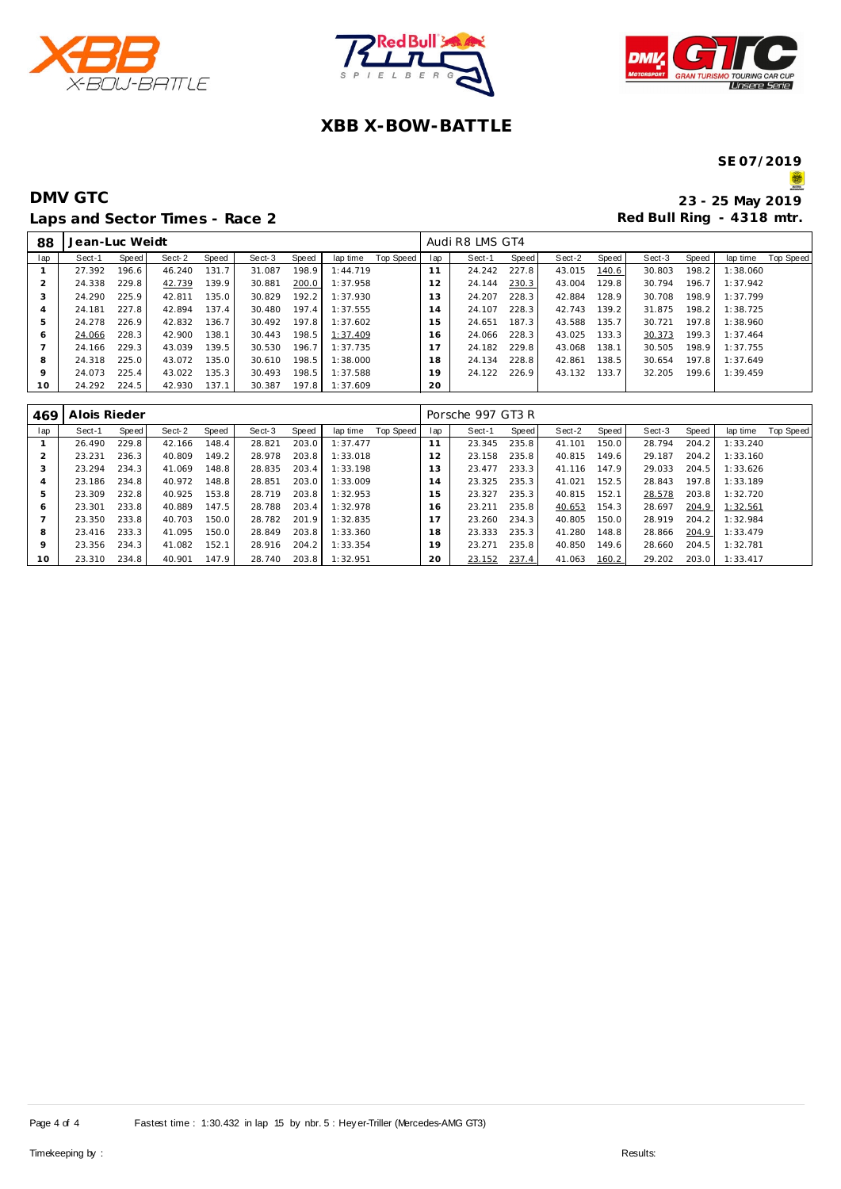# XBB X-BOW-BATTLE

**SE 07/2019**

## DMV GTC

**23 - 25 May 2019**

### Laps and Sector Times - Race 2

**Red Bull Ring - 4318 mtr.**

| 88 | Jean-Luc Weidt | | | | | | | | | Audi R8 LMS GT4 | | | | | | | | |
|---|---|---|---|---|---|---|---|---|---|---|---|---|---|---|---|---|---|---|
| lap | Sect-1 | Speed | Sect-2 | Speed | Sect-3 | Speed | lap time | Top Speed | lap | Sect-1 | Speed | Sect-2 | Speed | Sect-3 | Speed | lap time | Top Speed |
| 1 | 27.392 | 196.6 | 46.240 | 131.7 | 31.087 | 198.9 | 1:44.719 | | 11 | 24.242 | 227.8 | 43.015 | 140.6 | 30.803 | 198.2 | 1:38.060 | |
| 2 | 24.338 | 229.8 | 42.739 | 139.9 | 30.881 | 200.0 | 1:37.958 | | 12 | 24.144 | 230.3 | 43.004 | 129.8 | 30.794 | 196.7 | 1:37.942 | |
| 3 | 24.290 | 225.9 | 42.811 | 135.0 | 30.829 | 192.2 | 1:37.930 | | 13 | 24.207 | 228.3 | 42.884 | 128.9 | 30.708 | 198.9 | 1:37.799 | |
| 4 | 24.181 | 227.8 | 42.894 | 137.4 | 30.480 | 197.4 | 1:37.555 | | 14 | 24.107 | 228.3 | 42.743 | 139.2 | 31.875 | 198.2 | 1:38.725 | |
| 5 | 24.278 | 226.9 | 42.832 | 136.7 | 30.492 | 197.8 | 1:37.602 | | 15 | 24.651 | 187.3 | 43.588 | 135.7 | 30.721 | 197.8 | 1:38.960 | |
| 6 | 24.066 | 228.3 | 42.900 | 138.1 | 30.443 | 198.5 | 1:37.409 | | 16 | 24.066 | 228.3 | 43.025 | 133.3 | 30.373 | 199.3 | 1:37.464 | |
| 7 | 24.166 | 229.3 | 43.039 | 139.5 | 30.530 | 196.7 | 1:37.735 | | 17 | 24.182 | 229.8 | 43.068 | 138.1 | 30.505 | 198.9 | 1:37.755 | |
| 8 | 24.318 | 225.0 | 43.072 | 135.0 | 30.610 | 198.5 | 1:38.000 | | 18 | 24.134 | 228.8 | 42.861 | 138.5 | 30.654 | 197.8 | 1:37.649 | |
| 9 | 24.073 | 225.4 | 43.022 | 135.3 | 30.493 | 198.5 | 1:37.588 | | 19 | 24.122 | 226.9 | 43.132 | 133.7 | 32.205 | 199.6 | 1:39.459 | |
| 10 | 24.292 | 224.5 | 42.930 | 137.1 | 30.387 | 197.8 | 1:37.609 | | 20 | | | | | | | | |

| 469 | Alois Rieder | | | | | | | | | Porsche 997 GT3 R | | | | | | | | |
|---|---|---|---|---|---|---|---|---|---|---|---|---|---|---|---|---|---|---|
| lap | Sect-1 | Speed | Sect-2 | Speed | Sect-3 | Speed | lap time | Top Speed | lap | Sect-1 | Speed | Sect-2 | Speed | Sect-3 | Speed | lap time | Top Speed |
| 1 | 26.490 | 229.8 | 42.166 | 148.4 | 28.821 | 203.0 | 1:37.477 | | 11 | 23.345 | 235.8 | 41.101 | 150.0 | 28.794 | 204.2 | 1:33.240 | |
| 2 | 23.231 | 236.3 | 40.809 | 149.2 | 28.978 | 203.8 | 1:33.018 | | 12 | 23.158 | 235.8 | 40.815 | 149.6 | 29.187 | 204.2 | 1:33.160 | |
| 3 | 23.294 | 234.3 | 41.069 | 148.8 | 28.835 | 203.4 | 1:33.198 | | 13 | 23.477 | 233.3 | 41.116 | 147.9 | 29.033 | 204.5 | 1:33.626 | |
| 4 | 23.186 | 234.8 | 40.972 | 148.8 | 28.851 | 203.0 | 1:33.009 | | 14 | 23.325 | 235.3 | 41.021 | 152.5 | 28.843 | 197.8 | 1:33.189 | |
| 5 | 23.309 | 232.8 | 40.925 | 153.8 | 28.719 | 203.8 | 1:32.953 | | 15 | 23.327 | 235.3 | 40.815 | 152.1 | 28.578 | 203.8 | 1:32.720 | |
| 6 | 23.301 | 233.8 | 40.889 | 147.5 | 28.788 | 203.4 | 1:32.978 | | 16 | 23.211 | 235.8 | 40.653 | 154.3 | 28.697 | 204.9 | 1:32.561 | |
| 7 | 23.350 | 233.8 | 40.703 | 150.0 | 28.782 | 201.9 | 1:32.835 | | 17 | 23.260 | 234.3 | 40.805 | 150.0 | 28.919 | 204.2 | 1:32.984 | |
| 8 | 23.416 | 233.3 | 41.095 | 150.0 | 28.849 | 203.8 | 1:33.360 | | 18 | 23.333 | 235.3 | 41.280 | 148.8 | 28.866 | 204.9 | 1:33.479 | |
| 9 | 23.356 | 234.3 | 41.082 | 152.1 | 28.916 | 204.2 | 1:33.354 | | 19 | 23.271 | 235.8 | 40.850 | 149.6 | 28.660 | 204.5 | 1:32.781 | |
| 10 | 23.310 | 234.8 | 40.901 | 147.9 | 28.740 | 203.8 | 1:32.951 | | 20 | 23.152 | 237.4 | 41.063 | 160.2 | 29.202 | 203.0 | 1:33.417 | |

Fastest time : 1:30.432 in lap 15 by nbr. 5 : Heyer-Triller (Mercedes-AMG GT3)

Timekeeping by : Results: